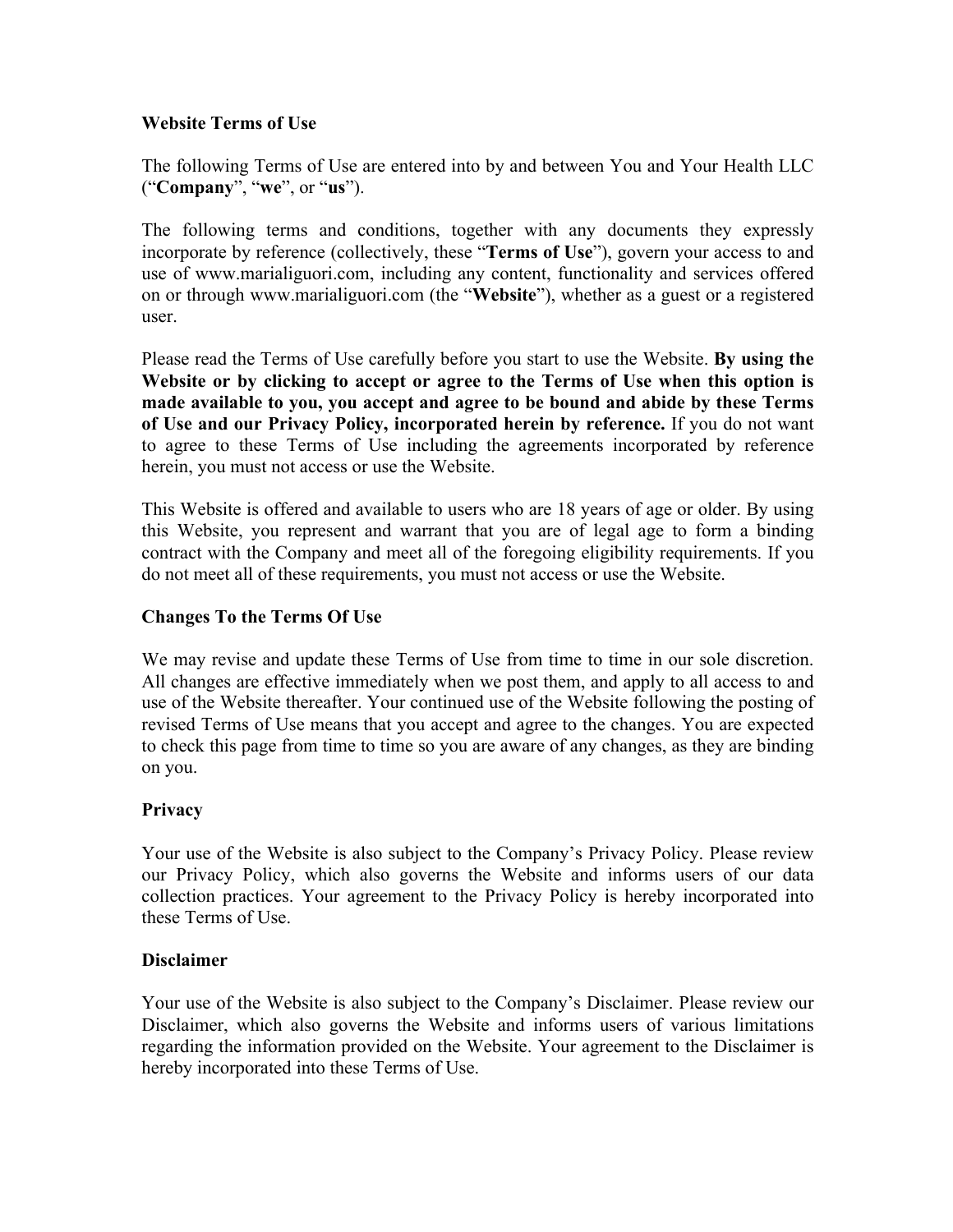# Website Terms of Use

The following Terms of Use are entered into by and between You and Your Health LLC ("**Company**", "**we**", or "**us**").

The following terms and conditions, together with any documents they expressly incorporate by reference (collectively, these "**Terms of Use**"), govern your access to and use of www.marialiguori.com, including any content, functionality and services offered on or through www.marialiguori.com (the "**Website**"), whether as a guest or a registered user.

Please read the Terms of Use carefully before you start to use the Website. **By using the Website or by clicking to accept or agree to the Terms of Use when this option is made available to you, you accept and agree to be bound and abide by these Terms of Use and our Privacy Policy, incorporated herein by reference.** If you do not want to agree to these Terms of Use including the agreements incorporated by reference herein, you must not access or use the Website.

This Website is offered and available to users who are 18 years of age or older. By using this Website, you represent and warrant that you are of legal age to form a binding contract with the Company and meet all of the foregoing eligibility requirements. If you do not meet all of these requirements, you must not access or use the Website.

## Changes To the Terms Of Use

We may revise and update these Terms of Use from time to time in our sole discretion. All changes are effective immediately when we post them, and apply to all access to and use of the Website thereafter. Your continued use of the Website following the posting of revised Terms of Use means that you accept and agree to the changes. You are expected to check this page from time to time so you are aware of any changes, as they are binding on you.

## Privacy

Your use of the Website is also subject to the Company's Privacy Policy. Please review our Privacy Policy, which also governs the Website and informs users of our data collection practices. Your agreement to the Privacy Policy is hereby incorporated into these Terms of Use.

## Disclaimer

Your use of the Website is also subject to the Company's Disclaimer. Please review our Disclaimer, which also governs the Website and informs users of various limitations regarding the information provided on the Website. Your agreement to the Disclaimer is hereby incorporated into these Terms of Use.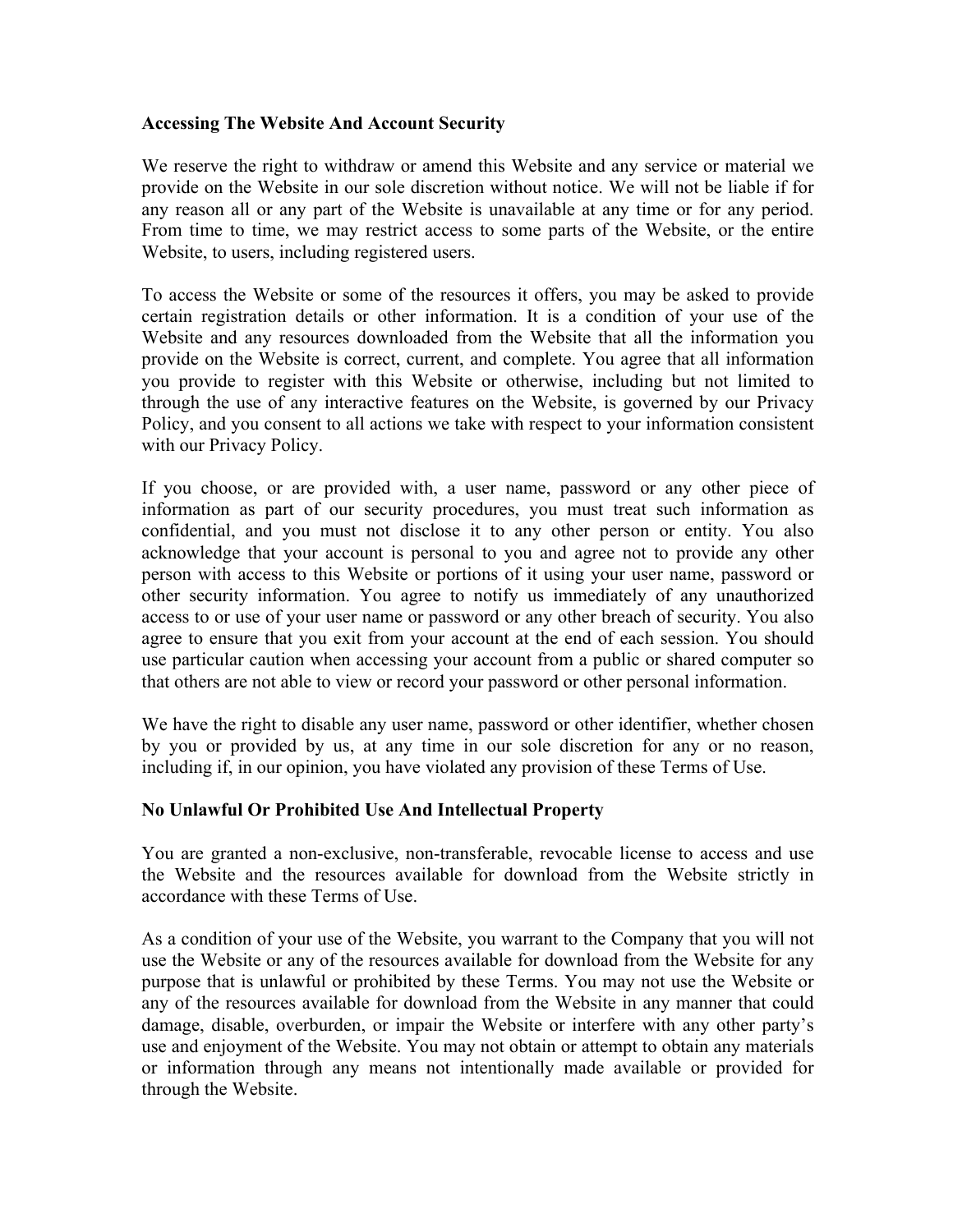**Accessing The Website And Account Security**

We reserve the right to withdraw or amend this Website and any service or material we provide on the Website in our sole discretion without notice. We will not be liable if for any reason all or any part of the Website is unavailable at any time or for any period. From time to time, we may restrict access to some parts of the Website, or the entire Website, to users, including registered users.

To access the Website or some of the resources it offers, you may be asked to provide certain registration details or other information. It is a condition of your use of the Website and any resources downloaded from the Website that all the information you provide on the Website is correct, current, and complete. You agree that all information you provide to register with this Website or otherwise, including but not limited to through the use of any interactive features on the Website, is governed by our Privacy Policy, and you consent to all actions we take with respect to your information consistent with our Privacy Policy.

If you choose, or are provided with, a user name, password or any other piece of information as part of our security procedures, you must treat such information as confidential, and you must not disclose it to any other person or entity. You also acknowledge that your account is personal to you and agree not to provide any other person with access to this Website or portions of it using your user name, password or other security information. You agree to notify us immediately of any unauthorized access to or use of your user name or password or any other breach of security. You also agree to ensure that you exit from your account at the end of each session. You should use particular caution when accessing your account from a public or shared computer so that others are not able to view or record your password or other personal information.

We have the right to disable any user name, password or other identifier, whether chosen by you or provided by us, at any time in our sole discretion for any or no reason, including if, in our opinion, you have violated any provision of these Terms of Use.

**No Unlawful Or Prohibited Use And Intellectual Property**

You are granted a non-exclusive, non-transferable, revocable license to access and use the Website and the resources available for download from the Website strictly in accordance with these Terms of Use.

As a condition of your use of the Website, you warrant to the Company that you will not use the Website or any of the resources available for download from the Website for any purpose that is unlawful or prohibited by these Terms. You may not use the Website or any of the resources available for download from the Website in any manner that could damage, disable, overburden, or impair the Website or interfere with any other party's use and enjoyment of the Website. You may not obtain or attempt to obtain any materials or information through any means not intentionally made available or provided for through the Website.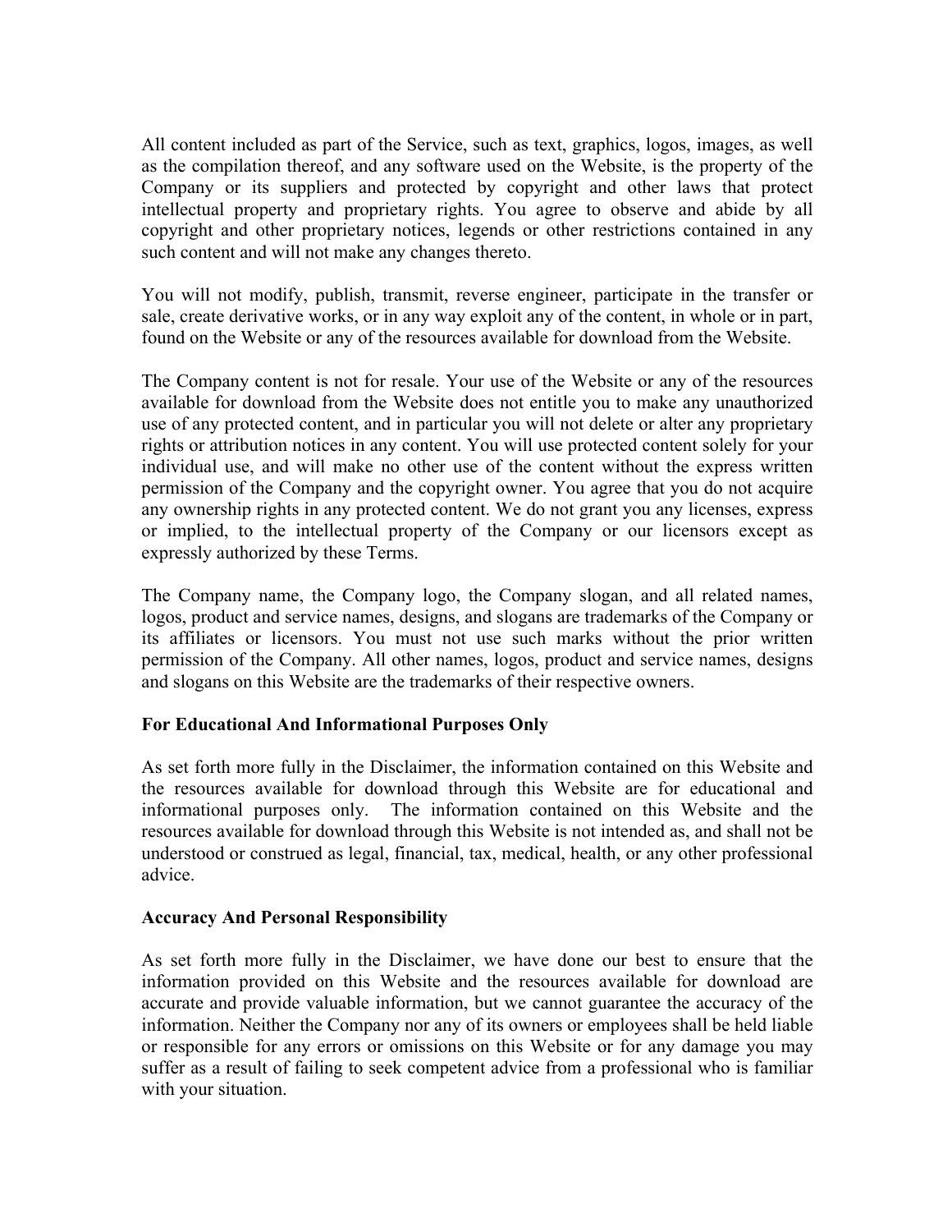All content included as part of the Service, such as text, graphics, logos, images, as well as the compilation thereof, and any software used on the Website, is the property of the Company or its suppliers and protected by copyright and other laws that protect intellectual property and proprietary rights. You agree to observe and abide by all copyright and other proprietary notices, legends or other restrictions contained in any such content and will not make any changes thereto.

You will not modify, publish, transmit, reverse engineer, participate in the transfer or sale, create derivative works, or in any way exploit any of the content, in whole or in part, found on the Website or any of the resources available for download from the Website.

The Company content is not for resale. Your use of the Website or any of the resources available for download from the Website does not entitle you to make any unauthorized use of any protected content, and in particular you will not delete or alter any proprietary rights or attribution notices in any content. You will use protected content solely for your individual use, and will make no other use of the content without the express written permission of the Company and the copyright owner. You agree that you do not acquire any ownership rights in any protected content. We do not grant you any licenses, express or implied, to the intellectual property of the Company or our licensors except as expressly authorized by these Terms.

The Company name, the Company logo, the Company slogan, and all related names, logos, product and service names, designs, and slogans are trademarks of the Company or its affiliates or licensors. You must not use such marks without the prior written permission of the Company. All other names, logos, product and service names, designs and slogans on this Website are the trademarks of their respective owners.

**For Educational And Informational Purposes Only**

As set forth more fully in the Disclaimer, the information contained on this Website and the resources available for download through this Website are for educational and informational purposes only. The information contained on this Website and the resources available for download through this Website is not intended as, and shall not be understood or construed as legal, financial, tax, medical, health, or any other professional advice.

**Accuracy And Personal Responsibility**

As set forth more fully in the Disclaimer, we have done our best to ensure that the information provided on this Website and the resources available for download are accurate and provide valuable information, but we cannot guarantee the accuracy of the information. Neither the Company nor any of its owners or employees shall be held liable or responsible for any errors or omissions on this Website or for any damage you may suffer as a result of failing to seek competent advice from a professional who is familiar with your situation.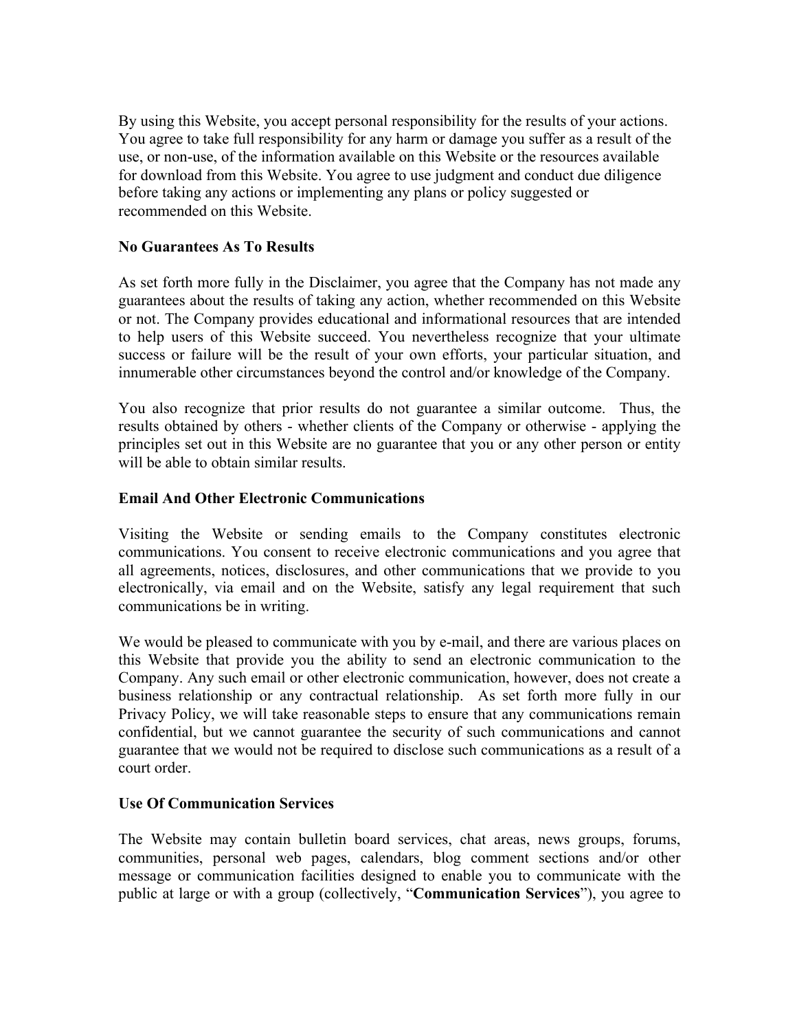By using this Website, you accept personal responsibility for the results of your actions. You agree to take full responsibility for any harm or damage you suffer as a result of the use, or non-use, of the information available on this Website or the resources available for download from this Website. You agree to use judgment and conduct due diligence before taking any actions or implementing any plans or policy suggested or recommended on this Website.

**No Guarantees As To Results**

As set forth more fully in the Disclaimer, you agree that the Company has not made any guarantees about the results of taking any action, whether recommended on this Website or not. The Company provides educational and informational resources that are intended to help users of this Website succeed. You nevertheless recognize that your ultimate success or failure will be the result of your own efforts, your particular situation, and innumerable other circumstances beyond the control and/or knowledge of the Company.

You also recognize that prior results do not guarantee a similar outcome. Thus, the results obtained by others - whether clients of the Company or otherwise - applying the principles set out in this Website are no guarantee that you or any other person or entity will be able to obtain similar results.

**Email And Other Electronic Communications**

Visiting the Website or sending emails to the Company constitutes electronic communications. You consent to receive electronic communications and you agree that all agreements, notices, disclosures, and other communications that we provide to you electronically, via email and on the Website, satisfy any legal requirement that such communications be in writing.

We would be pleased to communicate with you by e-mail, and there are various places on this Website that provide you the ability to send an electronic communication to the Company. Any such email or other electronic communication, however, does not create a business relationship or any contractual relationship. As set forth more fully in our Privacy Policy, we will take reasonable steps to ensure that any communications remain confidential, but we cannot guarantee the security of such communications and cannot guarantee that we would not be required to disclose such communications as a result of a court order.

**Use Of Communication Services**

The Website may contain bulletin board services, chat areas, news groups, forums, communities, personal web pages, calendars, blog comment sections and/or other message or communication facilities designed to enable you to communicate with the public at large or with a group (collectively, "**Communication Services**"), you agree to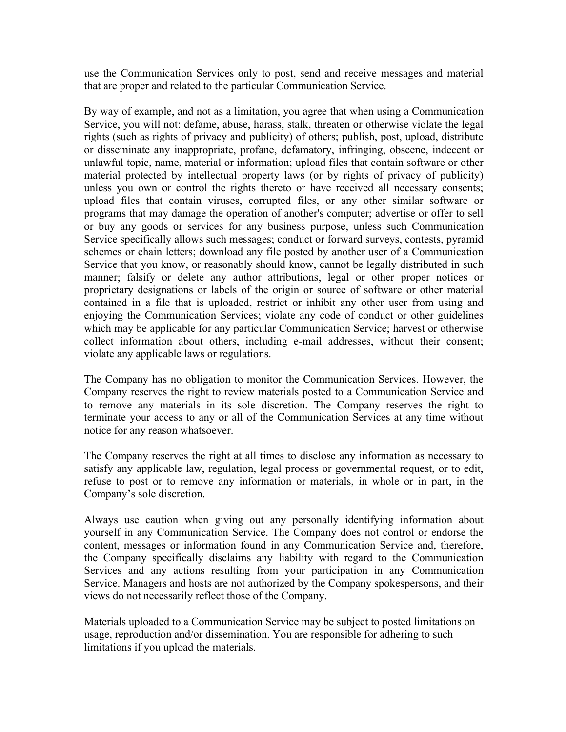use the Communication Services only to post, send and receive messages and material that are proper and related to the particular Communication Service.

By way of example, and not as a limitation, you agree that when using a Communication Service, you will not: defame, abuse, harass, stalk, threaten or otherwise violate the legal rights (such as rights of privacy and publicity) of others; publish, post, upload, distribute or disseminate any inappropriate, profane, defamatory, infringing, obscene, indecent or unlawful topic, name, material or information; upload files that contain software or other material protected by intellectual property laws (or by rights of privacy of publicity) unless you own or control the rights thereto or have received all necessary consents; upload files that contain viruses, corrupted files, or any other similar software or programs that may damage the operation of another's computer; advertise or offer to sell or buy any goods or services for any business purpose, unless such Communication Service specifically allows such messages; conduct or forward surveys, contests, pyramid schemes or chain letters; download any file posted by another user of a Communication Service that you know, or reasonably should know, cannot be legally distributed in such manner; falsify or delete any author attributions, legal or other proper notices or proprietary designations or labels of the origin or source of software or other material contained in a file that is uploaded, restrict or inhibit any other user from using and enjoying the Communication Services; violate any code of conduct or other guidelines which may be applicable for any particular Communication Service; harvest or otherwise collect information about others, including e-mail addresses, without their consent; violate any applicable laws or regulations.

The Company has no obligation to monitor the Communication Services. However, the Company reserves the right to review materials posted to a Communication Service and to remove any materials in its sole discretion. The Company reserves the right to terminate your access to any or all of the Communication Services at any time without notice for any reason whatsoever.

The Company reserves the right at all times to disclose any information as necessary to satisfy any applicable law, regulation, legal process or governmental request, or to edit, refuse to post or to remove any information or materials, in whole or in part, in the Company's sole discretion.

Always use caution when giving out any personally identifying information about yourself in any Communication Service. The Company does not control or endorse the content, messages or information found in any Communication Service and, therefore, the Company specifically disclaims any liability with regard to the Communication Services and any actions resulting from your participation in any Communication Service. Managers and hosts are not authorized by the Company spokespersons, and their views do not necessarily reflect those of the Company.

Materials uploaded to a Communication Service may be subject to posted limitations on usage, reproduction and/or dissemination. You are responsible for adhering to such limitations if you upload the materials.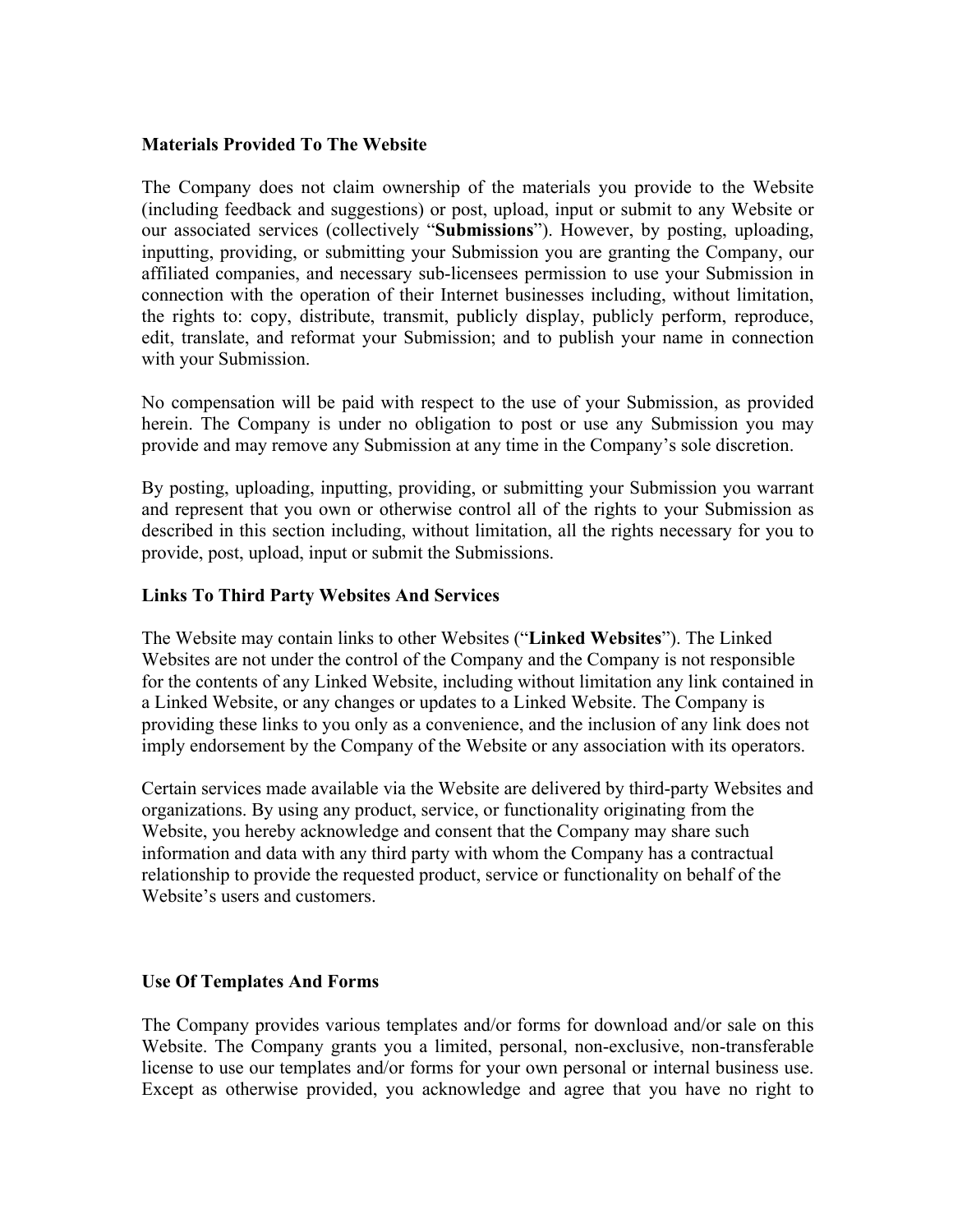**Materials Provided To The Website**

The Company does not claim ownership of the materials you provide to the Website (including feedback and suggestions) or post, upload, input or submit to any Website or our associated services (collectively "**Submissions**"). However, by posting, uploading, inputting, providing, or submitting your Submission you are granting the Company, our affiliated companies, and necessary sub-licensees permission to use your Submission in connection with the operation of their Internet businesses including, without limitation, the rights to: copy, distribute, transmit, publicly display, publicly perform, reproduce, edit, translate, and reformat your Submission; and to publish your name in connection with your Submission.

No compensation will be paid with respect to the use of your Submission, as provided herein. The Company is under no obligation to post or use any Submission you may provide and may remove any Submission at any time in the Company's sole discretion.

By posting, uploading, inputting, providing, or submitting your Submission you warrant and represent that you own or otherwise control all of the rights to your Submission as described in this section including, without limitation, all the rights necessary for you to provide, post, upload, input or submit the Submissions.

**Links To Third Party Websites And Services**

The Website may contain links to other Websites ("**Linked Websites**"). The Linked Websites are not under the control of the Company and the Company is not responsible for the contents of any Linked Website, including without limitation any link contained in a Linked Website, or any changes or updates to a Linked Website. The Company is providing these links to you only as a convenience, and the inclusion of any link does not imply endorsement by the Company of the Website or any association with its operators.

Certain services made available via the Website are delivered by third-party Websites and organizations. By using any product, service, or functionality originating from the Website, you hereby acknowledge and consent that the Company may share such information and data with any third party with whom the Company has a contractual relationship to provide the requested product, service or functionality on behalf of the Website's users and customers.

**Use Of Templates And Forms**

The Company provides various templates and/or forms for download and/or sale on this Website. The Company grants you a limited, personal, non-exclusive, non-transferable license to use our templates and/or forms for your own personal or internal business use. Except as otherwise provided, you acknowledge and agree that you have no right to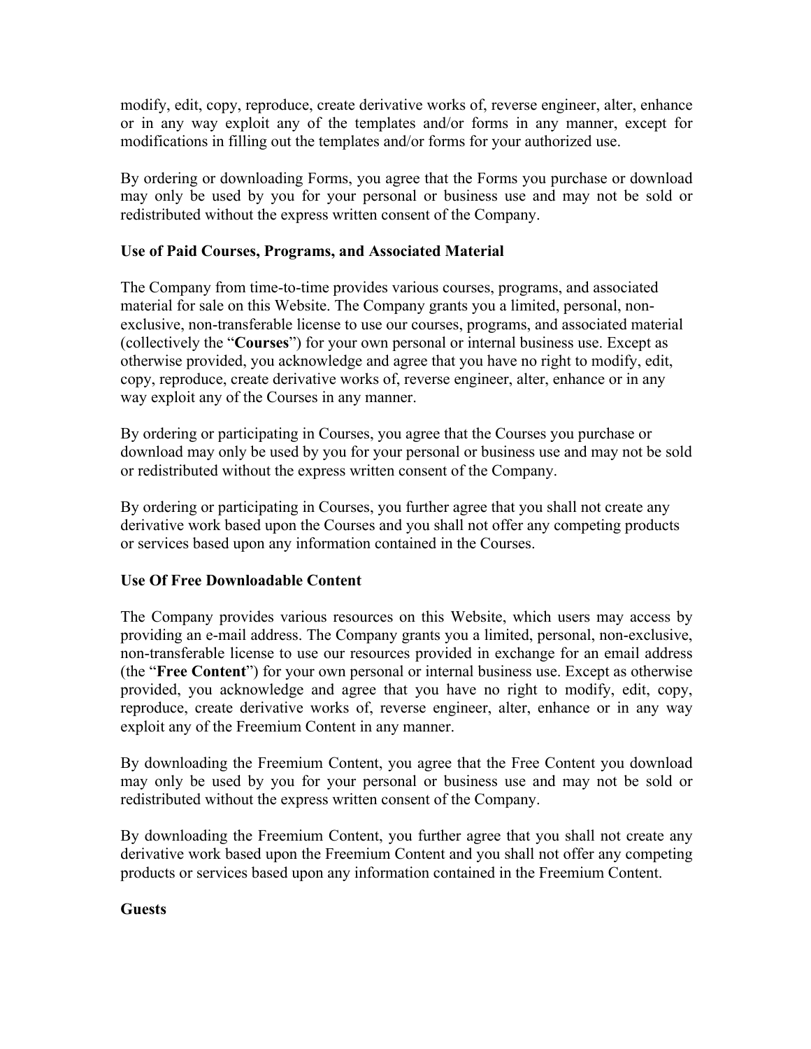modify, edit, copy, reproduce, create derivative works of, reverse engineer, alter, enhance or in any way exploit any of the templates and/or forms in any manner, except for modifications in filling out the templates and/or forms for your authorized use.

By ordering or downloading Forms, you agree that the Forms you purchase or download may only be used by you for your personal or business use and may not be sold or redistributed without the express written consent of the Company.

**Use of Paid Courses, Programs, and Associated Material**

The Company from time-to-time provides various courses, programs, and associated material for sale on this Website. The Company grants you a limited, personal, non-exclusive, non-transferable license to use our courses, programs, and associated material (collectively the "**Courses**") for your own personal or internal business use. Except as otherwise provided, you acknowledge and agree that you have no right to modify, edit, copy, reproduce, create derivative works of, reverse engineer, alter, enhance or in any way exploit any of the Courses in any manner.

By ordering or participating in Courses, you agree that the Courses you purchase or download may only be used by you for your personal or business use and may not be sold or redistributed without the express written consent of the Company.

By ordering or participating in Courses, you further agree that you shall not create any derivative work based upon the Courses and you shall not offer any competing products or services based upon any information contained in the Courses.

**Use Of Free Downloadable Content**

The Company provides various resources on this Website, which users may access by providing an e-mail address. The Company grants you a limited, personal, non-exclusive, non-transferable license to use our resources provided in exchange for an email address (the "**Free Content**") for your own personal or internal business use. Except as otherwise provided, you acknowledge and agree that you have no right to modify, edit, copy, reproduce, create derivative works of, reverse engineer, alter, enhance or in any way exploit any of the Freemium Content in any manner.

By downloading the Freemium Content, you agree that the Free Content you download may only be used by you for your personal or business use and may not be sold or redistributed without the express written consent of the Company.

By downloading the Freemium Content, you further agree that you shall not create any derivative work based upon the Freemium Content and you shall not offer any competing products or services based upon any information contained in the Freemium Content.

**Guests**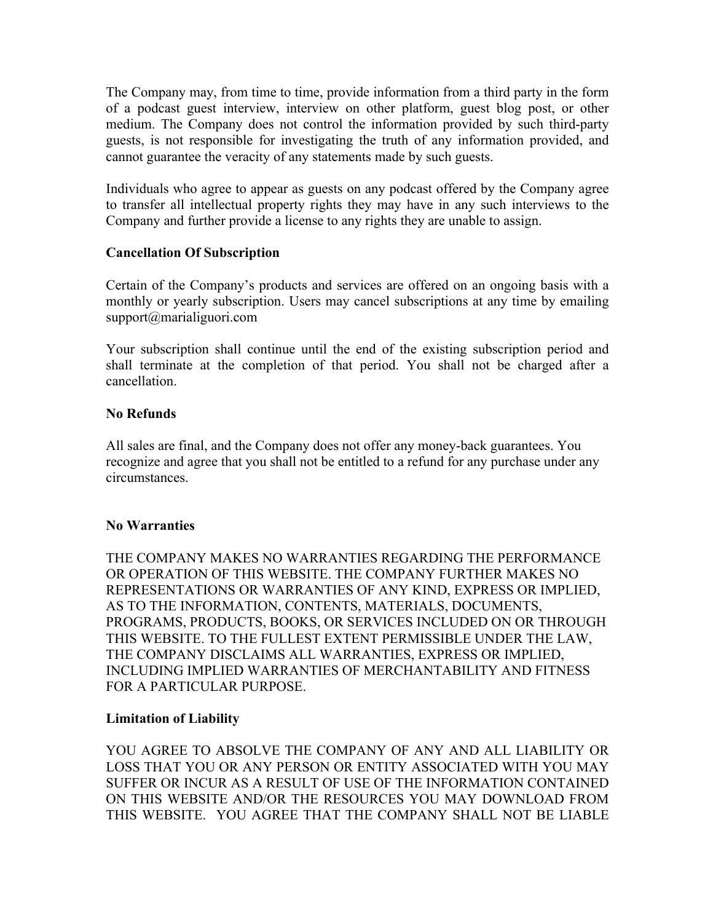The Company may, from time to time, provide information from a third party in the form of a podcast guest interview, interview on other platform, guest blog post, or other medium. The Company does not control the information provided by such third-party guests, is not responsible for investigating the truth of any information provided, and cannot guarantee the veracity of any statements made by such guests.

Individuals who agree to appear as guests on any podcast offered by the Company agree to transfer all intellectual property rights they may have in any such interviews to the Company and further provide a license to any rights they are unable to assign.

**Cancellation Of Subscription**

Certain of the Company's products and services are offered on an ongoing basis with a monthly or yearly subscription. Users may cancel subscriptions at any time by emailing support@marialiguori.com

Your subscription shall continue until the end of the existing subscription period and shall terminate at the completion of that period. You shall not be charged after a cancellation.

**No Refunds**

All sales are final, and the Company does not offer any money-back guarantees. You recognize and agree that you shall not be entitled to a refund for any purchase under any circumstances.

**No Warranties**

THE COMPANY MAKES NO WARRANTIES REGARDING THE PERFORMANCE OR OPERATION OF THIS WEBSITE. THE COMPANY FURTHER MAKES NO REPRESENTATIONS OR WARRANTIES OF ANY KIND, EXPRESS OR IMPLIED, AS TO THE INFORMATION, CONTENTS, MATERIALS, DOCUMENTS, PROGRAMS, PRODUCTS, BOOKS, OR SERVICES INCLUDED ON OR THROUGH THIS WEBSITE. TO THE FULLEST EXTENT PERMISSIBLE UNDER THE LAW, THE COMPANY DISCLAIMS ALL WARRANTIES, EXPRESS OR IMPLIED, INCLUDING IMPLIED WARRANTIES OF MERCHANTABILITY AND FITNESS FOR A PARTICULAR PURPOSE.

**Limitation of Liability**

YOU AGREE TO ABSOLVE THE COMPANY OF ANY AND ALL LIABILITY OR LOSS THAT YOU OR ANY PERSON OR ENTITY ASSOCIATED WITH YOU MAY SUFFER OR INCUR AS A RESULT OF USE OF THE INFORMATION CONTAINED ON THIS WEBSITE AND/OR THE RESOURCES YOU MAY DOWNLOAD FROM THIS WEBSITE. YOU AGREE THAT THE COMPANY SHALL NOT BE LIABLE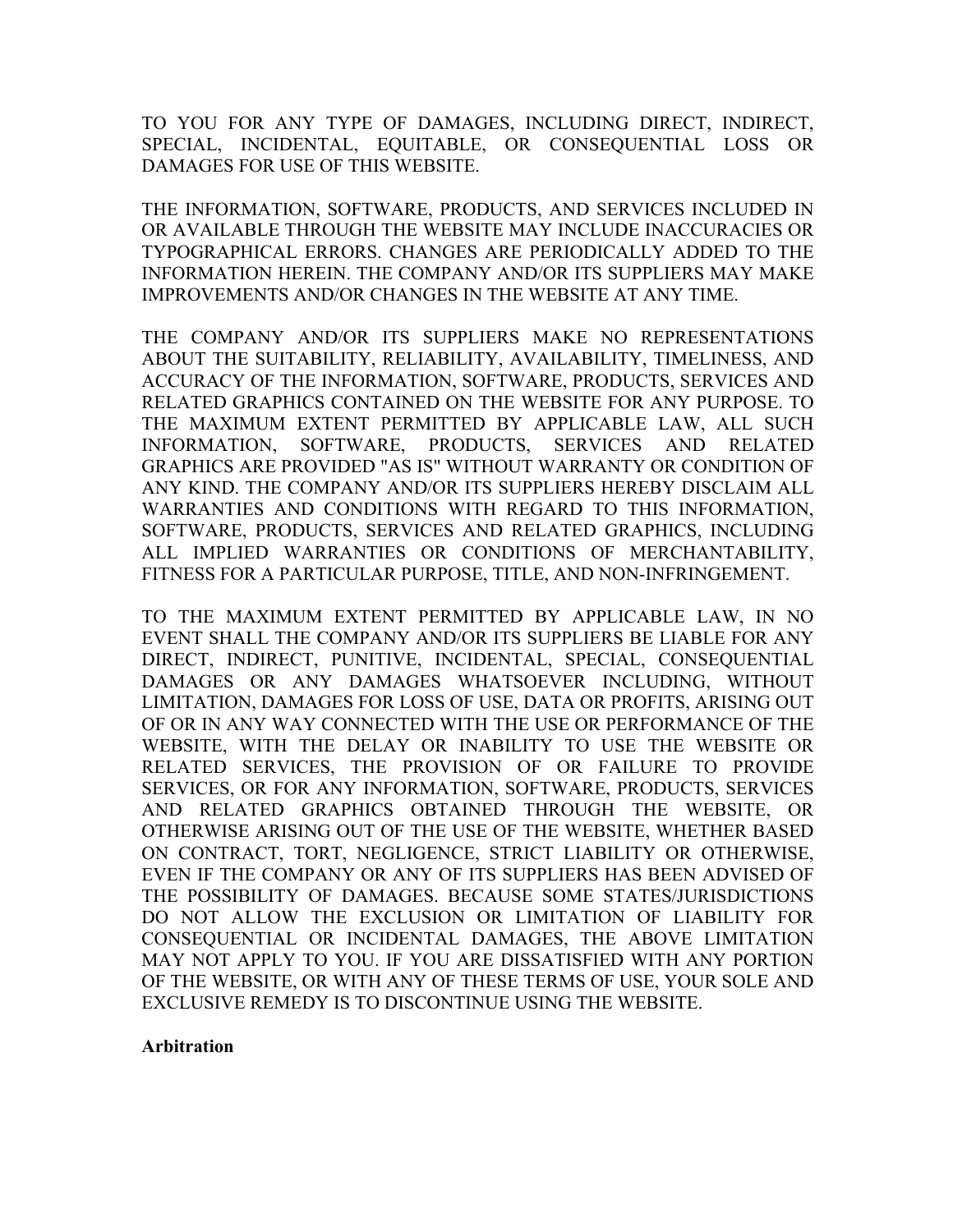TO YOU FOR ANY TYPE OF DAMAGES, INCLUDING DIRECT, INDIRECT, SPECIAL, INCIDENTAL, EQUITABLE, OR CONSEQUENTIAL LOSS OR DAMAGES FOR USE OF THIS WEBSITE.

THE INFORMATION, SOFTWARE, PRODUCTS, AND SERVICES INCLUDED IN OR AVAILABLE THROUGH THE WEBSITE MAY INCLUDE INACCURACIES OR TYPOGRAPHICAL ERRORS. CHANGES ARE PERIODICALLY ADDED TO THE INFORMATION HEREIN. THE COMPANY AND/OR ITS SUPPLIERS MAY MAKE IMPROVEMENTS AND/OR CHANGES IN THE WEBSITE AT ANY TIME.

THE COMPANY AND/OR ITS SUPPLIERS MAKE NO REPRESENTATIONS ABOUT THE SUITABILITY, RELIABILITY, AVAILABILITY, TIMELINESS, AND ACCURACY OF THE INFORMATION, SOFTWARE, PRODUCTS, SERVICES AND RELATED GRAPHICS CONTAINED ON THE WEBSITE FOR ANY PURPOSE. TO THE MAXIMUM EXTENT PERMITTED BY APPLICABLE LAW, ALL SUCH INFORMATION, SOFTWARE, PRODUCTS, SERVICES AND RELATED GRAPHICS ARE PROVIDED "AS IS" WITHOUT WARRANTY OR CONDITION OF ANY KIND. THE COMPANY AND/OR ITS SUPPLIERS HEREBY DISCLAIM ALL WARRANTIES AND CONDITIONS WITH REGARD TO THIS INFORMATION, SOFTWARE, PRODUCTS, SERVICES AND RELATED GRAPHICS, INCLUDING ALL IMPLIED WARRANTIES OR CONDITIONS OF MERCHANTABILITY, FITNESS FOR A PARTICULAR PURPOSE, TITLE, AND NON-INFRINGEMENT.

TO THE MAXIMUM EXTENT PERMITTED BY APPLICABLE LAW, IN NO EVENT SHALL THE COMPANY AND/OR ITS SUPPLIERS BE LIABLE FOR ANY DIRECT, INDIRECT, PUNITIVE, INCIDENTAL, SPECIAL, CONSEQUENTIAL DAMAGES OR ANY DAMAGES WHATSOEVER INCLUDING, WITHOUT LIMITATION, DAMAGES FOR LOSS OF USE, DATA OR PROFITS, ARISING OUT OF OR IN ANY WAY CONNECTED WITH THE USE OR PERFORMANCE OF THE WEBSITE, WITH THE DELAY OR INABILITY TO USE THE WEBSITE OR RELATED SERVICES, THE PROVISION OF OR FAILURE TO PROVIDE SERVICES, OR FOR ANY INFORMATION, SOFTWARE, PRODUCTS, SERVICES AND RELATED GRAPHICS OBTAINED THROUGH THE WEBSITE, OR OTHERWISE ARISING OUT OF THE USE OF THE WEBSITE, WHETHER BASED ON CONTRACT, TORT, NEGLIGENCE, STRICT LIABILITY OR OTHERWISE, EVEN IF THE COMPANY OR ANY OF ITS SUPPLIERS HAS BEEN ADVISED OF THE POSSIBILITY OF DAMAGES. BECAUSE SOME STATES/JURISDICTIONS DO NOT ALLOW THE EXCLUSION OR LIMITATION OF LIABILITY FOR CONSEQUENTIAL OR INCIDENTAL DAMAGES, THE ABOVE LIMITATION MAY NOT APPLY TO YOU. IF YOU ARE DISSATISFIED WITH ANY PORTION OF THE WEBSITE, OR WITH ANY OF THESE TERMS OF USE, YOUR SOLE AND EXCLUSIVE REMEDY IS TO DISCONTINUE USING THE WEBSITE.

**Arbitration**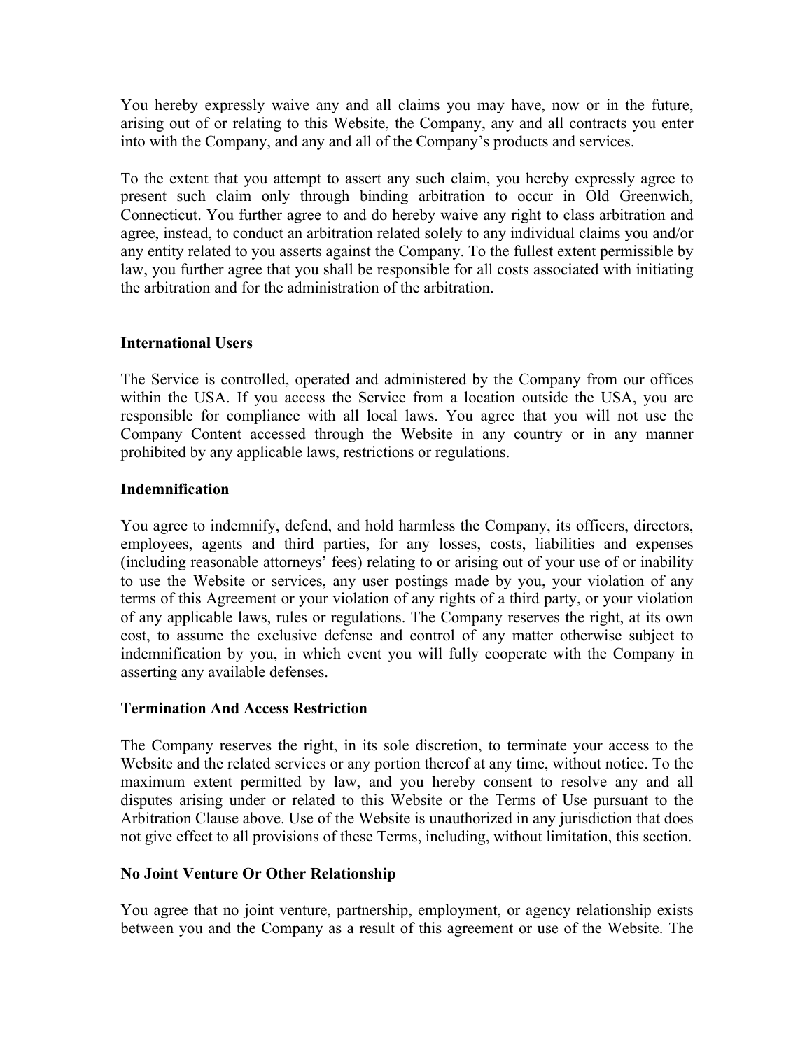You hereby expressly waive any and all claims you may have, now or in the future, arising out of or relating to this Website, the Company, any and all contracts you enter into with the Company, and any and all of the Company's products and services.

To the extent that you attempt to assert any such claim, you hereby expressly agree to present such claim only through binding arbitration to occur in Old Greenwich, Connecticut. You further agree to and do hereby waive any right to class arbitration and agree, instead, to conduct an arbitration related solely to any individual claims you and/or any entity related to you asserts against the Company. To the fullest extent permissible by law, you further agree that you shall be responsible for all costs associated with initiating the arbitration and for the administration of the arbitration.

**International Users**

The Service is controlled, operated and administered by the Company from our offices within the USA. If you access the Service from a location outside the USA, you are responsible for compliance with all local laws. You agree that you will not use the Company Content accessed through the Website in any country or in any manner prohibited by any applicable laws, restrictions or regulations.

**Indemnification**

You agree to indemnify, defend, and hold harmless the Company, its officers, directors, employees, agents and third parties, for any losses, costs, liabilities and expenses (including reasonable attorneys' fees) relating to or arising out of your use of or inability to use the Website or services, any user postings made by you, your violation of any terms of this Agreement or your violation of any rights of a third party, or your violation of any applicable laws, rules or regulations. The Company reserves the right, at its own cost, to assume the exclusive defense and control of any matter otherwise subject to indemnification by you, in which event you will fully cooperate with the Company in asserting any available defenses.

**Termination And Access Restriction**

The Company reserves the right, in its sole discretion, to terminate your access to the Website and the related services or any portion thereof at any time, without notice. To the maximum extent permitted by law, and you hereby consent to resolve any and all disputes arising under or related to this Website or the Terms of Use pursuant to the Arbitration Clause above. Use of the Website is unauthorized in any jurisdiction that does not give effect to all provisions of these Terms, including, without limitation, this section.

**No Joint Venture Or Other Relationship**

You agree that no joint venture, partnership, employment, or agency relationship exists between you and the Company as a result of this agreement or use of the Website. The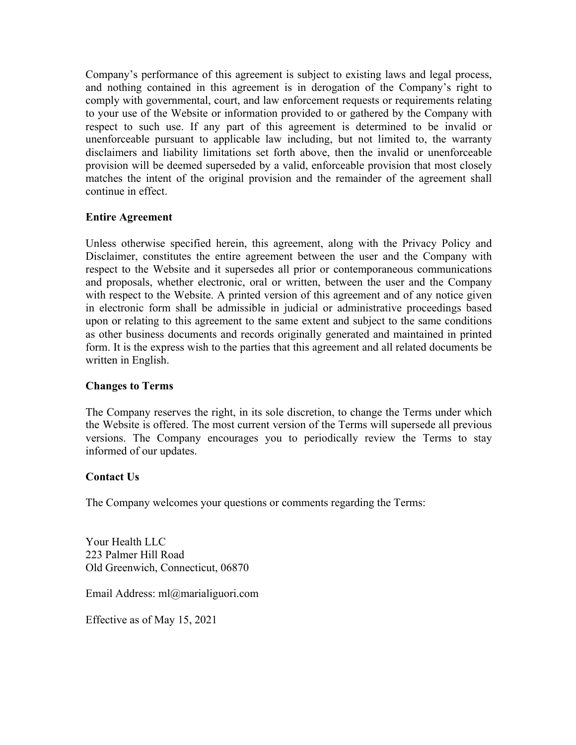Company's performance of this agreement is subject to existing laws and legal process, and nothing contained in this agreement is in derogation of the Company's right to comply with governmental, court, and law enforcement requests or requirements relating to your use of the Website or information provided to or gathered by the Company with respect to such use. If any part of this agreement is determined to be invalid or unenforceable pursuant to applicable law including, but not limited to, the warranty disclaimers and liability limitations set forth above, then the invalid or unenforceable provision will be deemed superseded by a valid, enforceable provision that most closely matches the intent of the original provision and the remainder of the agreement shall continue in effect.

**Entire Agreement**

Unless otherwise specified herein, this agreement, along with the Privacy Policy and Disclaimer, constitutes the entire agreement between the user and the Company with respect to the Website and it supersedes all prior or contemporaneous communications and proposals, whether electronic, oral or written, between the user and the Company with respect to the Website. A printed version of this agreement and of any notice given in electronic form shall be admissible in judicial or administrative proceedings based upon or relating to this agreement to the same extent and subject to the same conditions as other business documents and records originally generated and maintained in printed form. It is the express wish to the parties that this agreement and all related documents be written in English.

**Changes to Terms**

The Company reserves the right, in its sole discretion, to change the Terms under which the Website is offered. The most current version of the Terms will supersede all previous versions. The Company encourages you to periodically review the Terms to stay informed of our updates.

**Contact Us**

The Company welcomes your questions or comments regarding the Terms:

Your Health LLC
223 Palmer Hill Road
Old Greenwich, Connecticut, 06870

Email Address: ml@marialiguori.com

Effective as of May 15, 2021